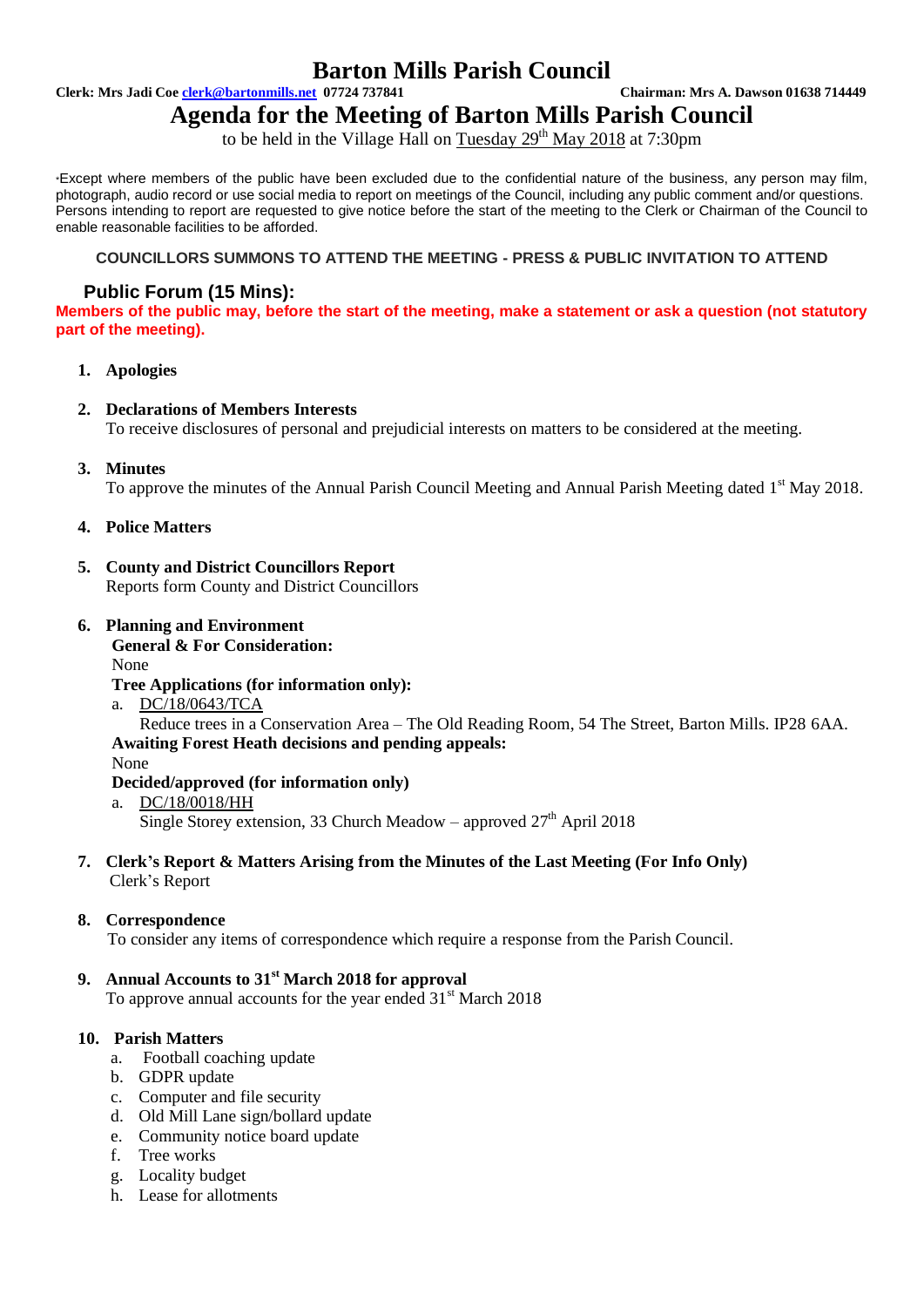# Barton Mills Parish Council

**Clerk: Mrs Jadi Coe [clerk@bartonmills.net](mailto:clerk@bartonmills.net) 07724 737841** **Chairman: Mrs A. Dawson 01638 714449**

## Agenda for the Meeting of Barton Mills Parish Council

to be held in the Village Hall on Tuesday 29th May 2018 at 7:30pm

*Except where members of the public have been excluded due to the confidential nature of the business, any person may film, photograph, audio record or use social media to report on meetings of the Council, including any public comment and/or questions. Persons intending to report are requested to give notice before the start of the meeting to the Clerk or Chairman of the Council to enable reasonable facilities to be afforded.

**COUNCILLORS SUMMONS TO ATTEND THE MEETING - PRESS & PUBLIC INVITATION TO ATTEND**

### Public Forum (15 Mins):

**Members of the public may, before the start of the meeting, make a statement or ask a question (not statutory part of the meeting).**

1. **Apologies**

2. **Declarations of Members Interests**
   To receive disclosures of personal and prejudicial interests on matters to be considered at the meeting.

3. **Minutes**
   To approve the minutes of the Annual Parish Council Meeting and Annual Parish Meeting dated 1st May 2018.

4. **Police Matters**

5. **County and District Councillors Report**
   Reports form County and District Councillors

6. **Planning and Environment**
   **General & For Consideration:**
   None
   **Tree Applications (for information only):**
   a. DC/18/0643/TCA
   Reduce trees in a Conservation Area – The Old Reading Room, 54 The Street, Barton Mills. IP28 6AA.
   **Awaiting Forest Heath decisions and pending appeals:**
   None
   **Decided/approved (for information only)**
   a. DC/18/0018/HH
   Single Storey extension, 33 Church Meadow – approved 27th April 2018

7. **Clerk's Report & Matters Arising from the Minutes of the Last Meeting (For Info Only)**
   Clerk's Report

8. **Correspondence**
   To consider any items of correspondence which require a response from the Parish Council.

9. **Annual Accounts to 31st March 2018 for approval**
   To approve annual accounts for the year ended 31st March 2018

10. **Parish Matters**
    a. Football coaching update
    b. GDPR update
    c. Computer and file security
    d. Old Mill Lane sign/bollard update
    e. Community notice board update
    f. Tree works
    g. Locality budget
    h. Lease for allotments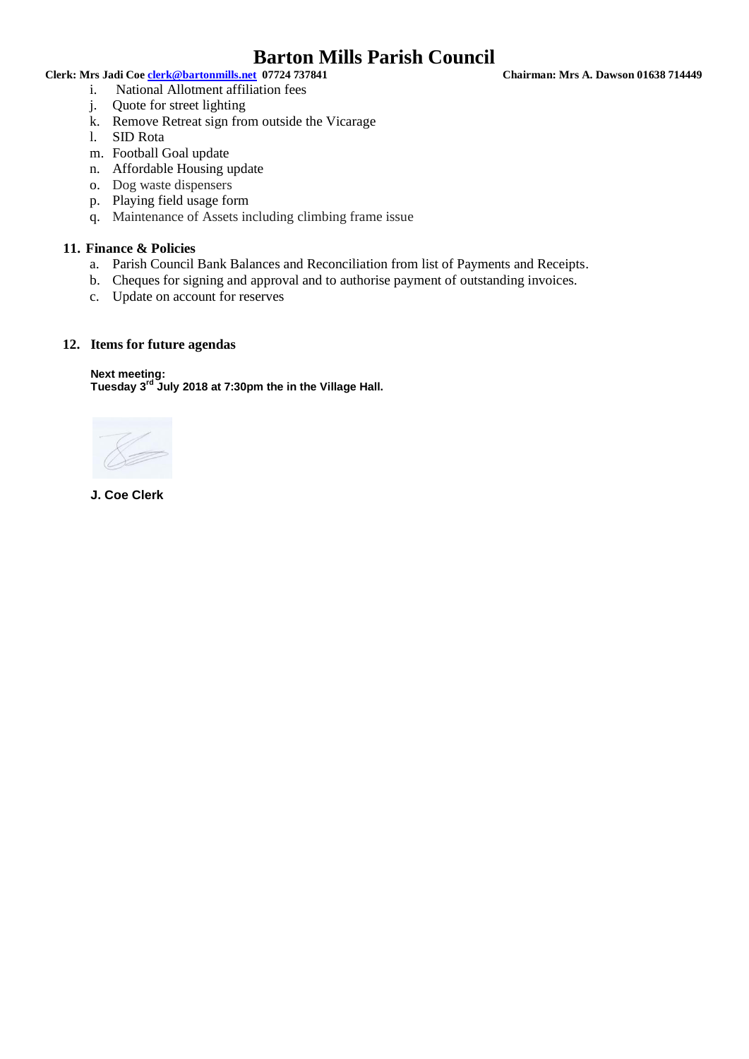i. National Allotment affiliation fees
j. Quote for street lighting
k. Remove Retreat sign from outside the Vicarage
l. SID Rota
m. Football Goal update
n. Affordable Housing update
o. Dog waste dispensers
p. Playing field usage form
q. Maintenance of Assets including climbing frame issue

**11. Finance & Policies**

a. Parish Council Bank Balances and Reconciliation from list of Payments and Receipts.
b. Cheques for signing and approval and to authorise payment of outstanding invoices.
c. Update on account for reserves

**12. Items for future agendas**

**Next meeting:**
**Tuesday 3rd July 2018 at 7:30pm the in the Village Hall.**

**J. Coe Clerk**